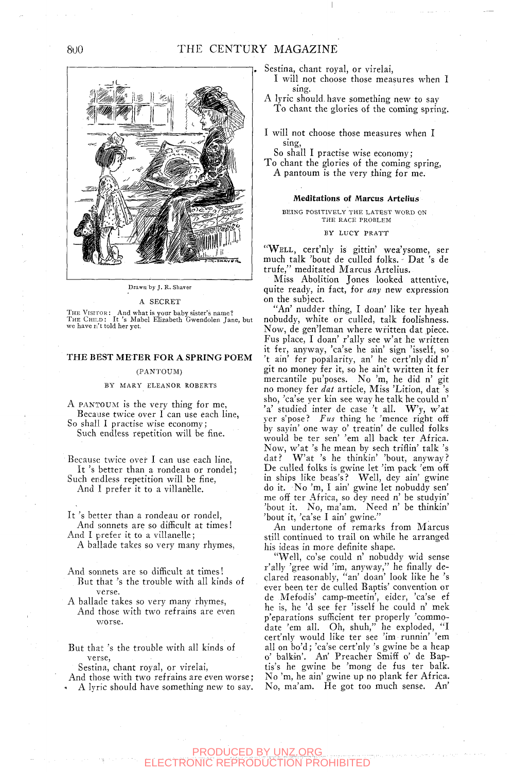Drawn by J. R. Shaver

A SECRET

THE VISITOR: And what is your baby sister's name?
THE CHILD: It 's Mabel Elizabeth Gwendolen Jane, but we have n't told her yet.

## THE BEST METER FOR A SPRING POEM

(PANTOUM)

BY MARY ELEANOR ROBERTS

A PANTOUM is the very thing for me,
Because twice over I can use each line,
So shall I practise wise economy;
Such endless repetition will be fine.

Because twice over I can use each line,
It 's better than a rondeau or rondel;
Such endless repetition will be fine,
And I prefer it to a villanelle.

It 's better than a rondeau or rondel,
And sonnets are so difficult at times!
And I prefer it to a villanelle;
A ballade takes so very many rhymes,

And sonnets are so difficult at times!
But that 's the trouble with all kinds of verse.
A ballade takes so very many rhymes,
And those with two refrains are even worse.

But that 's the trouble with all kinds of verse,
Sestina, chant royal, or virelai,
And those with two refrains are even worse;
A lyric should have something new to say.

Sestina, chant royal, or virelai,
I will not choose those measures when I sing.
A lyric should have something new to say
To chant the glories of the coming spring.

I will not choose those measures when I sing,
So shall I practise wise economy;
To chant the glories of the coming spring,
A pantoum is the very thing for me.

## Meditations of Marcus Artelius

BEING POSITIVELY THE LATEST WORD ON THE RACE PROBLEM

BY LUCY PRATT

"WELL, cert'nly is gittin' wea'ysome, ser much talk 'bout de culled folks. Dat 's de trufe," meditated Marcus Artelius.

Miss Abolition Jones looked attentive, quite ready, in fact, for *any* new expression on the subject.

"An' nudder thing, I doan' like ter hyeah nobuddy, white or culled, talk foolishness. Now, de gen'leman where written dat piece. Fus place, I doan' r'ally see w'at he written it fer, anyway, 'ca'se he ain' sign 'isself, so 't ain' fer popalarity, an' he cert'nly did n' git no money fer it, so he ain't written it fer mercantile pu'poses. No 'm, he did n' git no money fer *dat* article, Miss 'Lition, dat 's sho, 'ca'se yer kin see way he talk he could n' 'a' studied inter de case 't all. W'y, w'at yer s'pose? *Fus* thing he 'mence right off by sayin' one way o' treatin' de culled folks would be ter sen' 'em all back ter Africa. Now, w'at 's he mean by sech triflin' talk 's dat? W'at 's he thinkin' 'bout, anyway? De culled folks is gwine let 'im pack 'em off in ships like beas's? Well, dey ain' gwine do it. No 'm, I ain' gwine let nobuddy sen' me off ter Africa, so dey need n' be studyin' 'bout it. No, ma'am. Need n' be thinkin' 'bout it, 'ca'se I ain' gwine."

An undertone of remarks from Marcus still continued to trail on while he arranged his ideas in more definite shape.

"Well, co'se could n' nobuddy wid sense r'ally 'gree wid 'im, anyway," he finally declared reasonably, "an' doan' look like he 's ever been ter de culled Baptis' convention or de Mefodis' camp-meetin', eider, 'ca'se ef he is, he 'd see fer 'isself he could n' mek p'eparations sufficient ter properly 'commodate 'em all. Oh, shuh," he exploded, "I cert'nly would like ter see 'im runnin' 'em all on bo'd; 'ca'se cert'nly 's gwine be a heap o' balkin'. An' Preacher Smiff o' de Baptis's he gwine be 'mong de fus ter balk. No 'm, he ain' gwine up no plank fer Africa. No, ma'am. He got too much sense. An'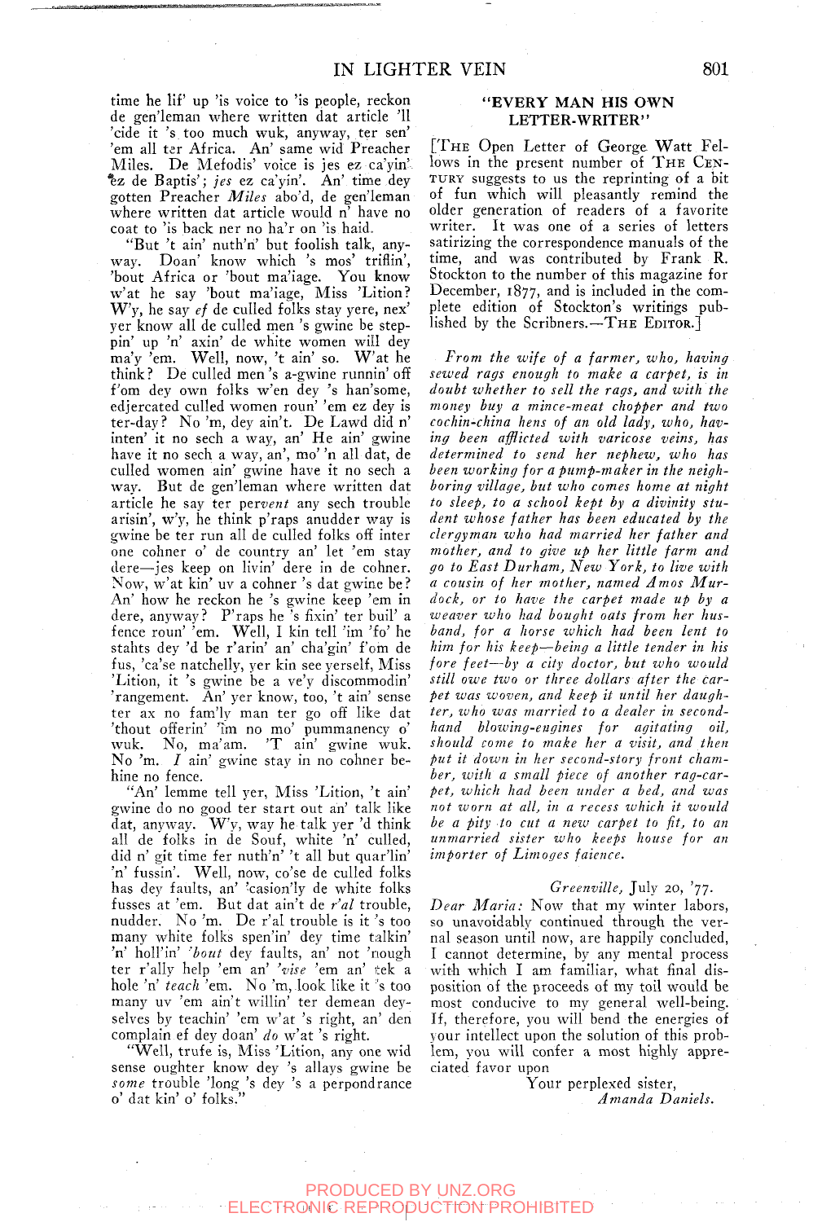time he lif' up 'is voice to 'is people, reckon de gen'leman where written dat article 'll 'cide it 's too much wuk, anyway, ter sen' 'em all ter Africa. An' same wid Preacher Miles. De Mefodis' voice is jes ez ca'yin' ez de Baptis'; *jes* ez ca'yin'. An' time dey gotten Preacher *Miles* abo'd, de gen'leman where written dat article would n' have no coat to 'is back ner no ha'r on 'is haid.

"But 't ain' nuth'n' but foolish talk, anyway. Doan' know which 's mos' triflin', 'bout Africa or 'bout ma'iage. You know w'at he say 'bout ma'iage, Miss 'Lition? W'y, he say *ef* de culled folks stay yere, nex' yer know all de culled men 's gwine be steppin' up 'n' axin' de white women will dey ma'y 'em. Well, now, 't ain' so. W'at he think? De culled men 's a-gwine runnin' off f'om dey own folks w'en dey 's han'some, edjercated culled women roun' 'em ez dey is ter-day? No 'm, dey ain't. De Lawd did n' inten' it no sech a way, an' He ain' gwine have it no sech a way, an', mo' 'n all dat, de culled women ain' gwine have it no sech a way. But de gen'leman where written dat article he say ter per*vent* any sech trouble arisin', w'y, he think p'raps anudder way is gwine be ter run all de culled folks off inter one cohner o' de country an' let 'em stay dere—jes keep on livin' dere in de cohner. Now, w'at kin' uv a cohner 's dat gwine be? An' how he reckon he 's gwine keep 'em in dere, anyway? P'raps he 's fixin' ter buil' a fence roun' 'em. Well, I kin tell 'im 'fo' he stahts dey 'd be r'arin' an' cha'gin' f'om de fus, 'ca'se natchelly, yer kin see yerself, Miss 'Lition, it 's gwine be a ve'y discommodin' 'rangement. An' yer know, too, 't ain' sense ter ax no fam'ly man ter go off like dat 'thout offerin' 'im no mo' pummanency o' wuk. No, ma'am. 'T ain' gwine wuk. No 'm. *I* ain' gwine stay in no cohner behine no fence.

"An' lemme tell yer, Miss 'Lition, 't ain' gwine do no good ter start out an' talk like dat, anyway. W'y, way he talk yer 'd think all de folks in de Souf, white 'n' culled, did n' git time fer nuth'n' 't all but quar'lin' 'n' fussin'. Well, now, co'se de culled folks has dey faults, an' 'casion'ly de white folks fusses at 'em. But dat ain't de *r'al* trouble, nudder. No 'm. De r'al trouble is it 's too many white folks spen'in' dey time talkin' 'n' holl'in' *'bout* dey faults, an' not 'nough ter r'ally help 'em an' *'vise* 'em an' tek a hole 'n' *teach* 'em. No 'm, look like it 's too many uv 'em ain't willin' ter demean deyselves by teachin' 'em w'at 's right, an' den complain ef dey doan' *do* w'at 's right.

"Well, trufe is, Miss 'Lition, any one wid sense oughter know dey 's allays gwine be *some* trouble 'long 's dey 's a perpondrance o' dat kin' o' folks."

## "EVERY MAN HIS OWN LETTER-WRITER"

[THE Open Letter of George Watt Fellows in the present number of THE CENTURY suggests to us the reprinting of a bit of fun which will pleasantly remind the older generation of readers of a favorite writer. It was one of a series of letters satirizing the correspondence manuals of the time, and was contributed by Frank R. Stockton to the number of this magazine for December, 1877, and is included in the complete edition of Stockton's writings published by the Scribners.—THE EDITOR.]

*From the wife of a farmer, who, having sewed rags enough to make a carpet, is in doubt whether to sell the rags, and with the money buy a mince-meat chopper and two cochin-china hens of an old lady, who, having been afflicted with varicose veins, has determined to send her nephew, who has been working for a pump-maker in the neighboring village, but who comes home at night to sleep, to a school kept by a divinity student whose father has been educated by the clergyman who had married her father and mother, and to give up her little farm and go to East Durham, New York, to live with a cousin of her mother, named Amos Murdock, or to have the carpet made up by a weaver who had bought oats from her husband, for a horse which had been lent to him for his keep—being a little tender in his fore feet—by a city doctor, but who would still owe two or three dollars after the carpet was woven, and keep it until her daughter, who was married to a dealer in second-hand blowing-engines for agitating oil, should come to make her a visit, and then put it down in her second-story front chamber, with a small piece of another rag-carpet, which had been under a bed, and was not worn at all, in a recess which it would be a pity to cut a new carpet to fit, to an unmarried sister who keeps house for an importer of Limoges faience.*

*Greenville,* July 20, '77.

*Dear Maria:* Now that my winter labors, so unavoidably continued through the vernal season until now, are happily concluded, I cannot determine, by any mental process with which I am familiar, what final disposition of the proceeds of my toil would be most conducive to my general well-being. If, therefore, you will bend the energies of your intellect upon the solution of this problem, you will confer a most highly appreciated favor upon

Your perplexed sister,
*Amanda Daniels.*